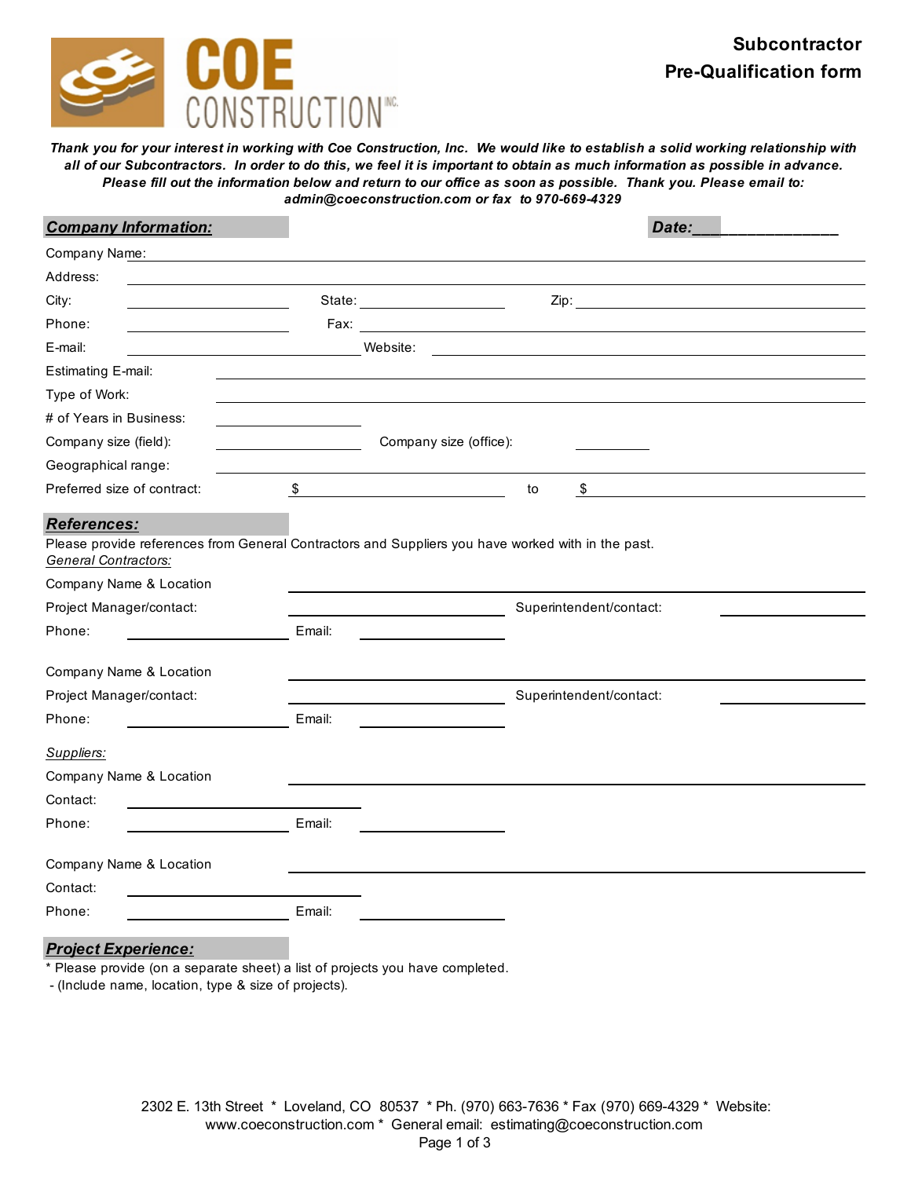# COE CONSTRUCTION INC.

## Subcontractor Pre-Qualification form

***Thank you for your interest in working with Coe Construction, Inc. We would like to establish a solid working relationship with all of our Subcontractors. In order to do this, we feel it is important to obtain as much information as possible in advance. Please fill out the information below and return to our office as soon as possible. Thank you. Please email to: admin@coeconstruction.com or fax to 970-669-4329***

### ***Company Information:***

***Date:*** ___________________

Company Name: ______________________________

Address: ______________________________

City: ______________ State: ______________ Zip: ______________

Phone: ______________ Fax: ______________

E-mail: ______________ Website: ______________

Estimating E-mail: ______________________________

Type of Work: ______________________________

\# of Years in Business: ______________

Company size (field): ______________ Company size (office): ______________

Geographical range: ______________________________

Preferred size of contract: $ ______________ to $ ______________

### ***References:***

Please provide references from General Contractors and Suppliers you have worked with in the past.

*General Contractors:*

Company Name & Location ______________________________

Project Manager/contact: ______________ Superintendent/contact: ______________

Phone: ______________ Email: ______________

Company Name & Location ______________________________

Project Manager/contact: ______________ Superintendent/contact: ______________

Phone: ______________ Email: ______________

*Suppliers:*

Company Name & Location ______________________________

Contact: ______________

Phone: ______________ Email: ______________

Company Name & Location ______________________________

Contact: ______________

Phone: ______________ Email: ______________

### ***Project Experience:***

* Please provide (on a separate sheet) a list of projects you have completed.
 - (Include name, location, type & size of projects).

2302 E. 13th Street * Loveland, CO 80537 * Ph. (970) 663-7636 * Fax (970) 669-4329 * Website: www.coeconstruction.com * General email: estimating@coeconstruction.com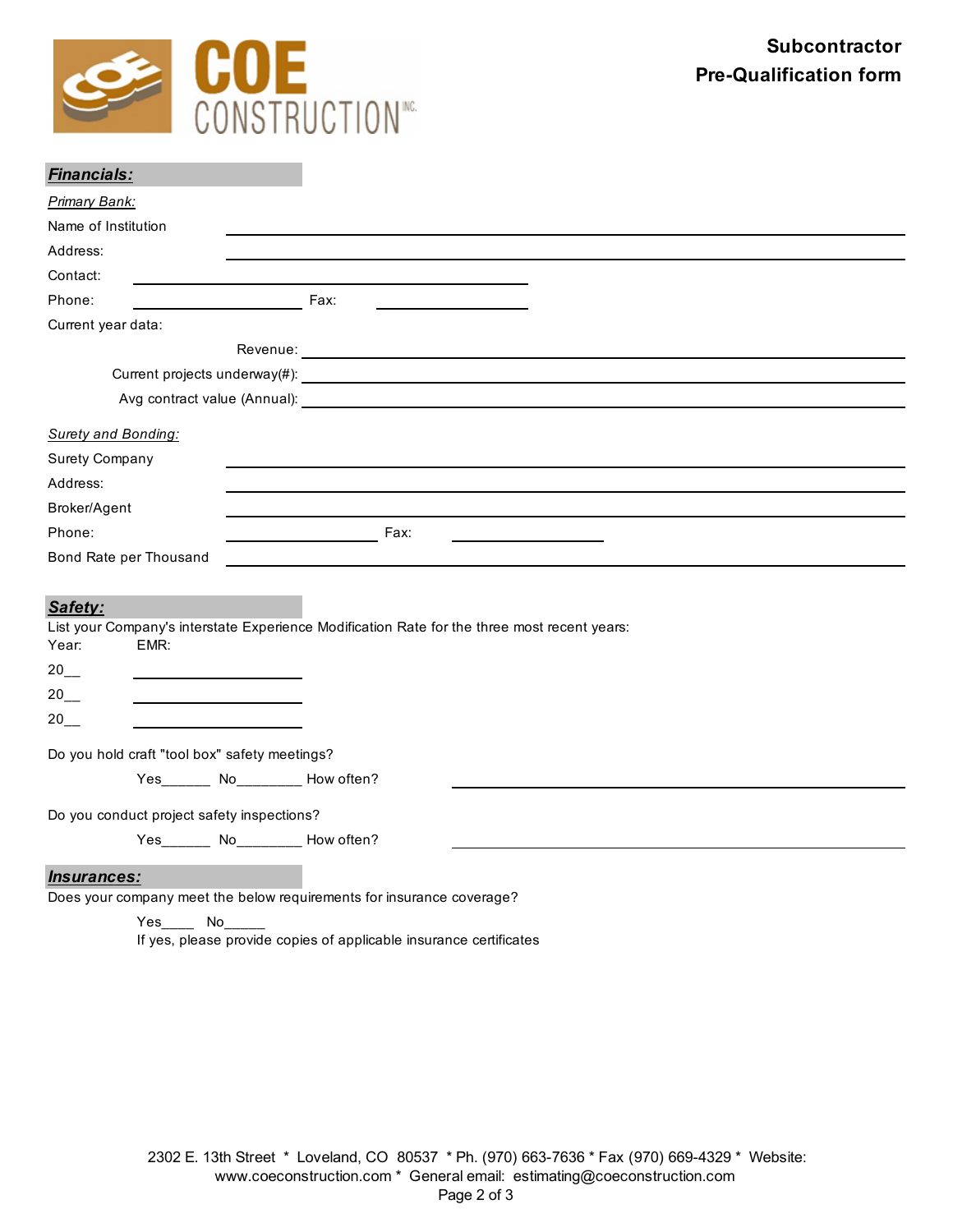COE CONSTRUCTION INC.

**Subcontractor**
**Pre-Qualification form**

## ***Financials:***

*Primary Bank:*

Name of Institution ____________________

Address: ____________________

Contact: ____________________

Phone: ____________________ Fax: ____________________

Current year data:

Revenue: ____________________

Current projects underway(#): ____________________

Avg contract value (Annual): ____________________

*Surety and Bonding:*

Surety Company ____________________

Address: ____________________

Broker/Agent ____________________

Phone: ____________________ Fax: ____________________

Bond Rate per Thousand ____________________

## ***Safety:***

List your Company's interstate Experience Modification Rate for the three most recent years:

| Year: | EMR: |
|---|---|
| 20__ | ____________________ |
| 20__ | ____________________ |
| 20__ | ____________________ |

Do you hold craft "tool box" safety meetings?

Yes______ No________ How often? ____________________

Do you conduct project safety inspections?

Yes______ No________ How often? ____________________

## ***Insurances:***

Does your company meet the below requirements for insurance coverage?

Yes____ No_____
If yes, please provide copies of applicable insurance certificates

2302 E. 13th Street * Loveland, CO 80537 * Ph. (970) 663-7636 * Fax (970) 669-4329 * Website: www.coeconstruction.com * General email: estimating@coeconstruction.com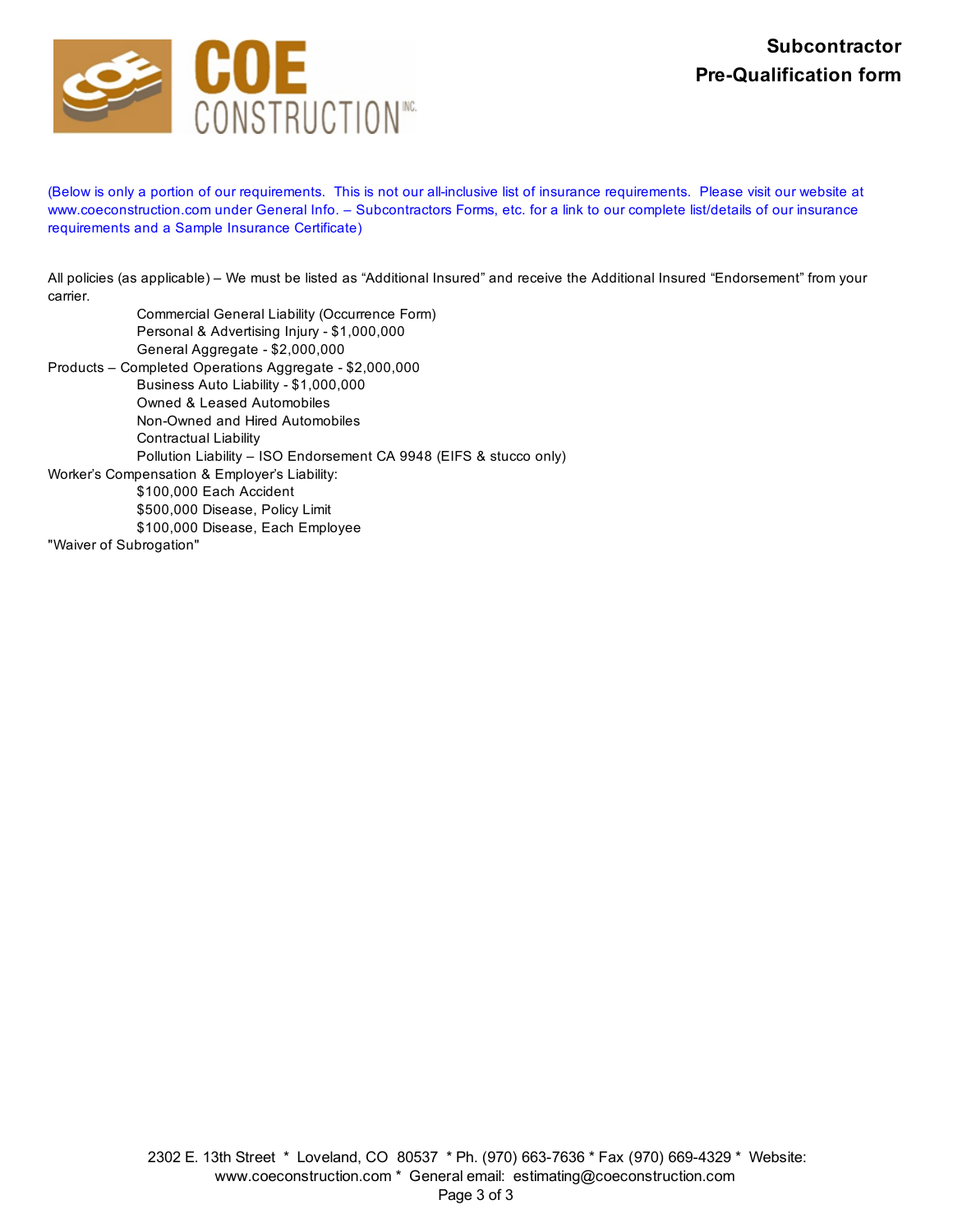# Subcontractor Pre-Qualification form

(Below is only a portion of our requirements. This is not our all-inclusive list of insurance requirements. Please visit our website at www.coeconstruction.com under General Info. – Subcontractors Forms, etc. for a link to our complete list/details of our insurance requirements and a Sample Insurance Certificate)

All policies (as applicable) – We must be listed as "Additional Insured" and receive the Additional Insured "Endorsement" from your carrier.

- Commercial General Liability (Occurrence Form)
- Personal & Advertising Injury - $1,000,000
- General Aggregate - $2,000,000

Products – Completed Operations Aggregate - $2,000,000

- Business Auto Liability - $1,000,000
- Owned & Leased Automobiles
- Non-Owned and Hired Automobiles
- Contractual Liability
- Pollution Liability – ISO Endorsement CA 9948 (EIFS & stucco only)

Worker's Compensation & Employer's Liability:

- $100,000 Each Accident
- $500,000 Disease, Policy Limit
- $100,000 Disease, Each Employee

"Waiver of Subrogation"

2302 E. 13th Street * Loveland, CO 80537 * Ph. (970) 663-7636 * Fax (970) 669-4329 * Website: www.coeconstruction.com * General email: estimating@coeconstruction.com